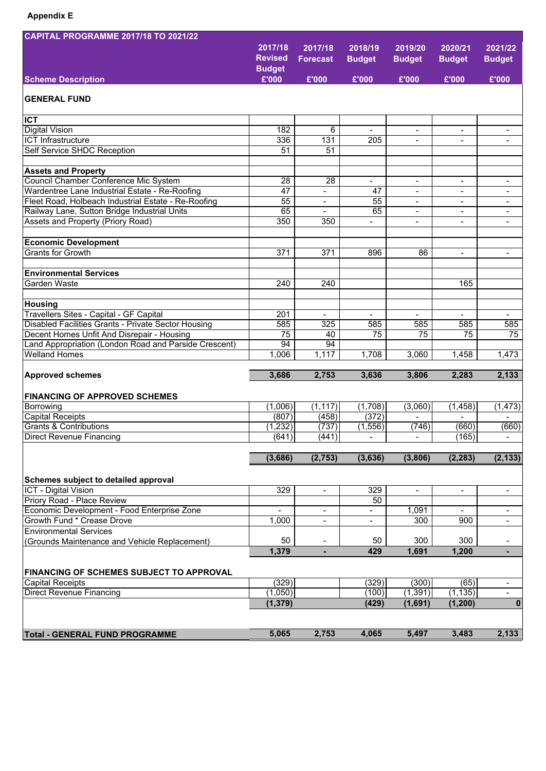**Appendix E**

| CAPITAL PROGRAMME 2017/18 TO 2021/22 | 2017/18 Revised Budget | 2017/18 Forecast | 2018/19 Budget | 2019/20 Budget | 2020/21 Budget | 2021/22 Budget |
|---|---|---|---|---|---|---|
| **Scheme Description** | **£'000** | **£'000** | **£'000** | **£'000** | **£'000** | **£'000** |
| **GENERAL FUND** | | | | | | |
| **ICT** | | | | | | |
| Digital Vision | 182 | 6 | - | - | - | - |
| ICT Infrastructure | 336 | 131 | 205 | - | - | - |
| Self Service SHDC Reception | 51 | 51 | | | | |
| **Assets and Property** | | | | | | |
| Council Chamber Conference Mic System | 28 | 28 | - | - | - | - |
| Wardentree Lane Industrial Estate - Re-Roofing | 47 | - | 47 | - | - | - |
| Fleet Road, Holbeach Industrial Estate - Re-Roofing | 55 | - | 55 | - | - | - |
| Railway Lane, Sutton Bridge Industrial Units | 65 | - | 65 | - | - | - |
| Assets and Property (Priory Road) | 350 | 350 | - | - | - | - |
| **Economic Development** | | | | | | |
| Grants for Growth | 371 | 371 | 896 | 86 | - | - |
| **Environmental Services** | | | | | | |
| Garden Waste | 240 | 240 | | | 165 | |
| **Housing** | | | | | | |
| Travellers Sites - Capital - GF Capital | 201 | - | - | - | - | - |
| Disabled Facilities Grants - Private Sector Housing | 585 | 325 | 585 | 585 | 585 | 585 |
| Decent Homes Unfit And Disrepair - Housing | 75 | 40 | 75 | 75 | 75 | 75 |
| Land Appropriation (London Road and Parside Crescent) | 94 | 94 | | | | |
| Welland Homes | 1,006 | 1,117 | 1,708 | 3,060 | 1,458 | 1,473 |
| **Approved schemes** | **3,686** | **2,753** | **3,636** | **3,806** | **2,283** | **2,133** |
| **FINANCING OF APPROVED SCHEMES** | | | | | | |
| Borrowing | (1,006) | (1,117) | (1,708) | (3,060) | (1,458) | (1,473) |
| Capital Receipts | (807) | (458) | (372) | - | - | - |
| Grants & Contributions | (1,232) | (737) | (1,556) | (746) | (660) | (660) |
| Direct Revenue Financing | (641) | (441) | - | - | (165) | - |
| | **(3,686)** | **(2,753)** | **(3,636)** | **(3,806)** | **(2,283)** | **(2,133)** |
| **Schemes subject to detailed approval** | | | | | | |
| ICT - Digital Vision | 329 | - | 329 | - | - | - |
| Priory Road - Place Review | | | 50 | | | |
| Economic Development - Food Enterprise Zone | - | - | - | 1,091 | - | - |
| Growth Fund * Crease Drove | 1,000 | - | - | 300 | 900 | - |
| Environmental Services (Grounds Maintenance and Vehicle Replacement) | 50 | - | 50 | 300 | 300 | - |
| | **1,379** | **-** | **429** | **1,691** | **1,200** | **-** |
| **FINANCING OF SCHEMES SUBJECT TO APPROVAL** | | | | | | |
| Capital Receipts | (329) | | (329) | (300) | (65) | - |
| Direct Revenue Financing | (1,050) | | (100) | (1,391) | (1,135) | - |
| | **(1,379)** | | **(429)** | **(1,691)** | **(1,200)** | **0** |
| **Total - GENERAL FUND PROGRAMME** | **5,065** | **2,753** | **4,065** | **5,497** | **3,483** | **2,133** |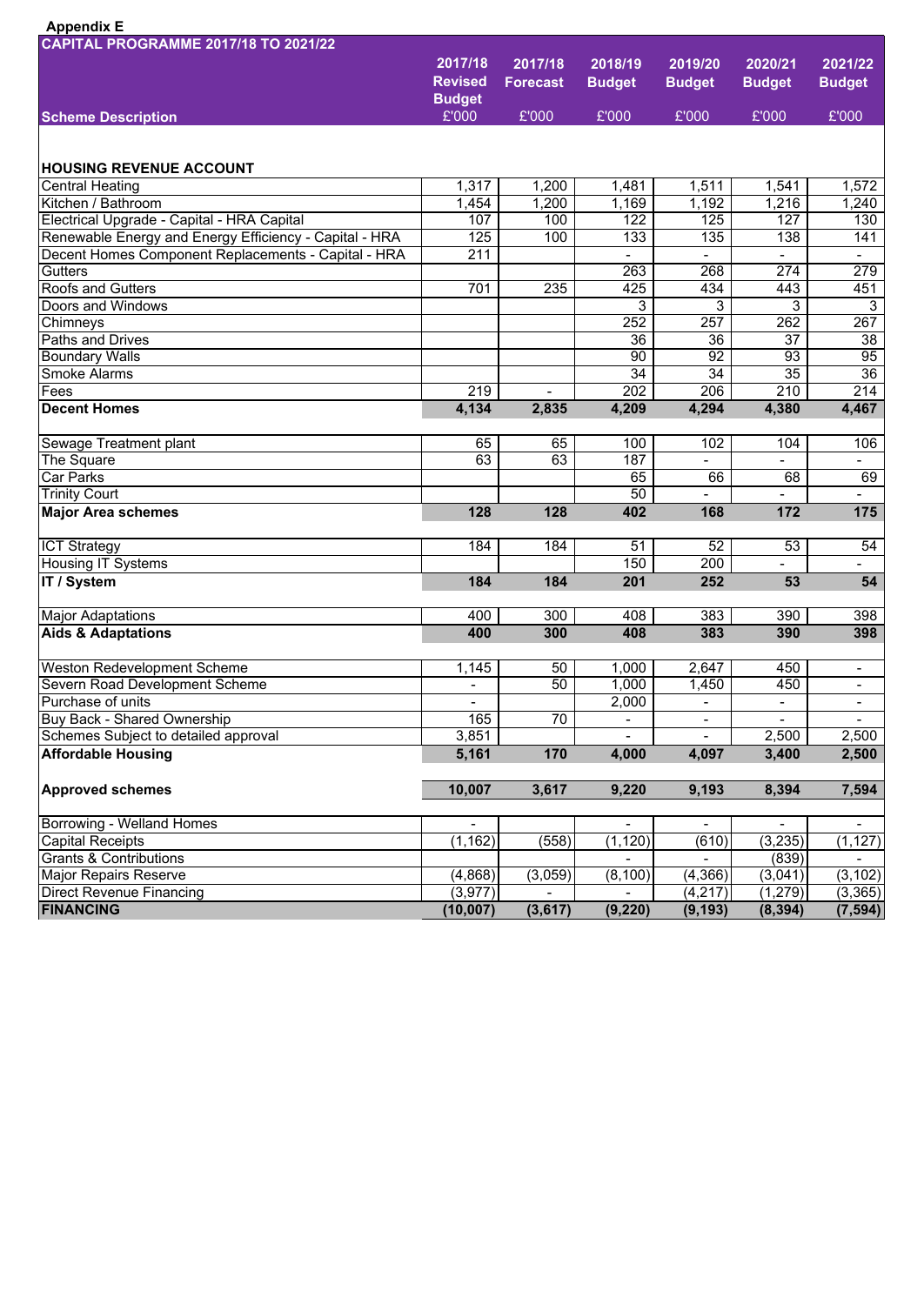**Appendix E**

| CAPITAL PROGRAMME 2017/18 TO 2021/22 | 2017/18 Revised Budget | 2017/18 Forecast | 2018/19 Budget | 2019/20 Budget | 2020/21 Budget | 2021/22 Budget |
|---|---|---|---|---|---|---|
| **Scheme Description** | £'000 | £'000 | £'000 | £'000 | £'000 | £'000 |
| **HOUSING REVENUE ACCOUNT** | | | | | | |
| Central Heating | 1,317 | 1,200 | 1,481 | 1,511 | 1,541 | 1,572 |
| Kitchen / Bathroom | 1,454 | 1,200 | 1,169 | 1,192 | 1,216 | 1,240 |
| Electrical Upgrade - Capital - HRA Capital | 107 | 100 | 122 | 125 | 127 | 130 |
| Renewable Energy and Energy Efficiency - Capital - HRA | 125 | 100 | 133 | 135 | 138 | 141 |
| Decent Homes Component Replacements - Capital - HRA | 211 | | - | - | - | - |
| Gutters | | | 263 | 268 | 274 | 279 |
| Roofs and Gutters | 701 | 235 | 425 | 434 | 443 | 451 |
| Doors and Windows | | | 3 | 3 | 3 | 3 |
| Chimneys | | | 252 | 257 | 262 | 267 |
| Paths and Drives | | | 36 | 36 | 37 | 38 |
| Boundary Walls | | | 90 | 92 | 93 | 95 |
| Smoke Alarms | | | 34 | 34 | 35 | 36 |
| Fees | 219 | - | 202 | 206 | 210 | 214 |
| **Decent Homes** | **4,134** | **2,835** | **4,209** | **4,294** | **4,380** | **4,467** |
| Sewage Treatment plant | 65 | 65 | 100 | 102 | 104 | 106 |
| The Square | 63 | 63 | 187 | - | - | - |
| Car Parks | | | 65 | 66 | 68 | 69 |
| Trinity Court | | | 50 | - | - | - |
| **Major Area schemes** | **128** | **128** | **402** | **168** | **172** | **175** |
| ICT Strategy | 184 | 184 | 51 | 52 | 53 | 54 |
| Housing IT Systems | | | 150 | 200 | - | - |
| **IT / System** | **184** | **184** | **201** | **252** | **53** | **54** |
| Major Adaptations | 400 | 300 | 408 | 383 | 390 | 398 |
| **Aids & Adaptations** | **400** | **300** | **408** | **383** | **390** | **398** |
| Weston Redevelopment Scheme | 1,145 | 50 | 1,000 | 2,647 | 450 | - |
| Severn Road Development Scheme | - | 50 | 1,000 | 1,450 | 450 | - |
| Purchase of units | - | | 2,000 | - | - | - |
| Buy Back - Shared Ownership | 165 | 70 | - | - | - | - |
| Schemes Subject to detailed approval | 3,851 | | - | - | 2,500 | 2,500 |
| **Affordable Housing** | **5,161** | **170** | **4,000** | **4,097** | **3,400** | **2,500** |
| **Approved schemes** | **10,007** | **3,617** | **9,220** | **9,193** | **8,394** | **7,594** |
| Borrowing - Welland Homes | - | | - | - | - | - |
| Capital Receipts | (1,162) | (558) | (1,120) | (610) | (3,235) | (1,127) |
| Grants & Contributions | | | - | - | (839) | - |
| Major Repairs Reserve | (4,868) | (3,059) | (8,100) | (4,366) | (3,041) | (3,102) |
| Direct Revenue Financing | (3,977) | - | - | (4,217) | (1,279) | (3,365) |
| **FINANCING** | **(10,007)** | **(3,617)** | **(9,220)** | **(9,193)** | **(8,394)** | **(7,594)** |